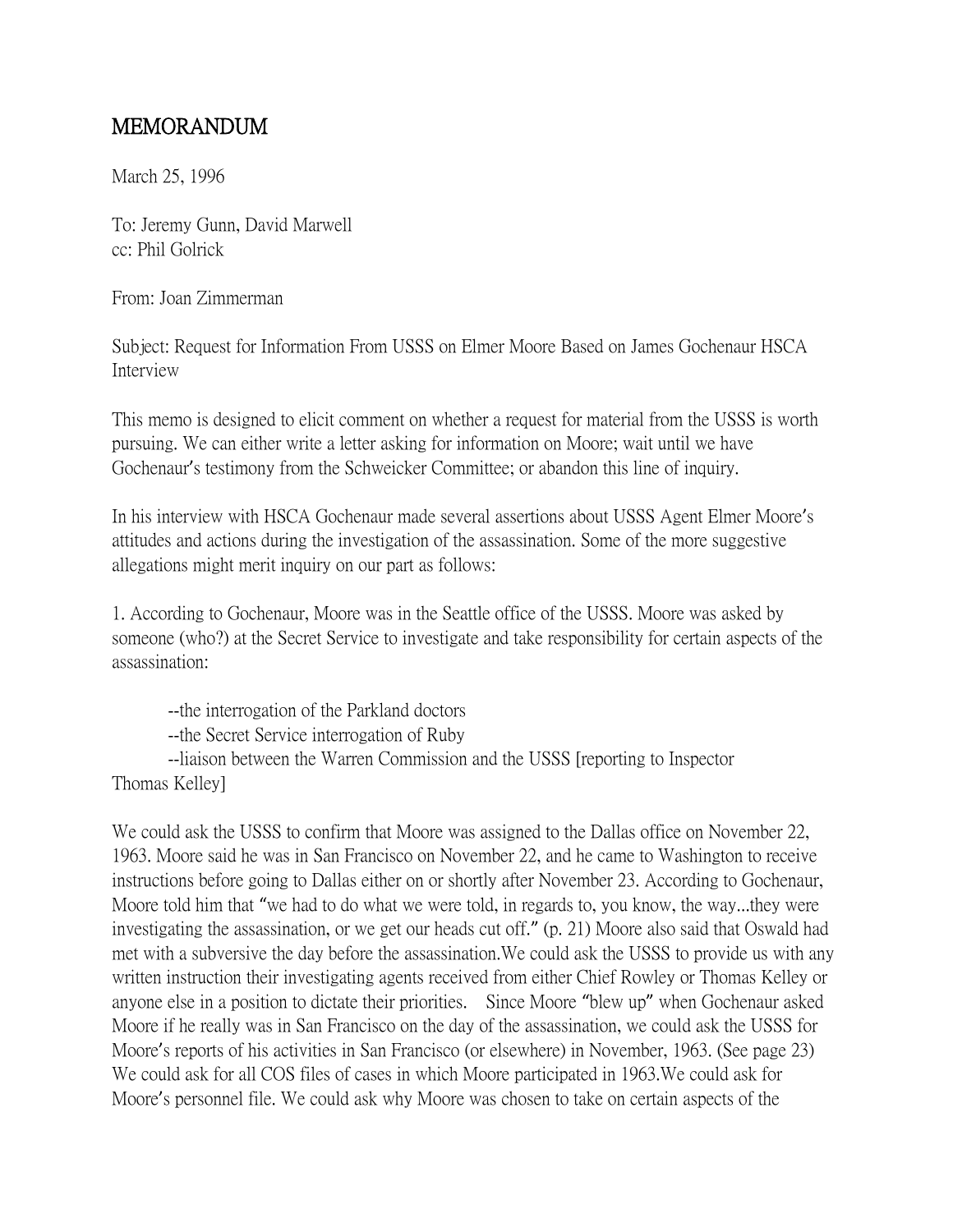# MEMORANDUM

March 25, 1996

To: Jeremy Gunn, David Marwell
cc: Phil Golrick

From: Joan Zimmerman

Subject: Request for Information From USSS on Elmer Moore Based on James Gochenaur HSCA Interview

This memo is designed to elicit comment on whether a request for material from the USSS is worth pursuing. We can either write a letter asking for information on Moore; wait until we have Gochenaur's testimony from the Schweicker Committee; or abandon this line of inquiry.

In his interview with HSCA Gochenaur made several assertions about USSS Agent Elmer Moore's attitudes and actions during the investigation of the assassination. Some of the more suggestive allegations might merit inquiry on our part as follows:

1. According to Gochenaur, Moore was in the Seattle office of the USSS. Moore was asked by someone (who?) at the Secret Service to investigate and take responsibility for certain aspects of the assassination:

--the interrogation of the Parkland doctors
--the Secret Service interrogation of Ruby
--liaison between the Warren Commission and the USSS [reporting to Inspector Thomas Kelley]

We could ask the USSS to confirm that Moore was assigned to the Dallas office on November 22, 1963. Moore said he was in San Francisco on November 22, and he came to Washington to receive instructions before going to Dallas either on or shortly after November 23. According to Gochenaur, Moore told him that "we had to do what we were told, in regards to, you know, the way...they were investigating the assassination, or we get our heads cut off." (p. 21) Moore also said that Oswald had met with a subversive the day before the assassination.We could ask the USSS to provide us with any written instruction their investigating agents received from either Chief Rowley or Thomas Kelley or anyone else in a position to dictate their priorities. Since Moore "blew up" when Gochenaur asked Moore if he really was in San Francisco on the day of the assassination, we could ask the USSS for Moore's reports of his activities in San Francisco (or elsewhere) in November, 1963. (See page 23) We could ask for all COS files of cases in which Moore participated in 1963.We could ask for Moore's personnel file. We could ask why Moore was chosen to take on certain aspects of the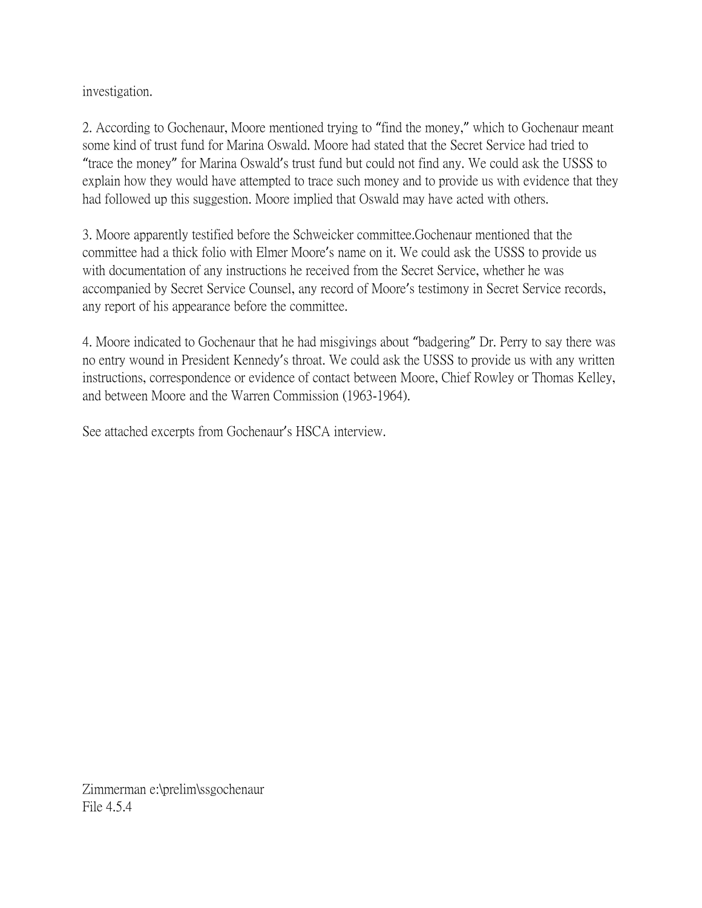investigation.

2. According to Gochenaur, Moore mentioned trying to "find the money," which to Gochenaur meant some kind of trust fund for Marina Oswald. Moore had stated that the Secret Service had tried to "trace the money" for Marina Oswald's trust fund but could not find any. We could ask the USSS to explain how they would have attempted to trace such money and to provide us with evidence that they had followed up this suggestion. Moore implied that Oswald may have acted with others.

3. Moore apparently testified before the Schweicker committee.Gochenaur mentioned that the committee had a thick folio with Elmer Moore's name on it. We could ask the USSS to provide us with documentation of any instructions he received from the Secret Service, whether he was accompanied by Secret Service Counsel, any record of Moore's testimony in Secret Service records, any report of his appearance before the committee.

4. Moore indicated to Gochenaur that he had misgivings about "badgering" Dr. Perry to say there was no entry wound in President Kennedy's throat. We could ask the USSS to provide us with any written instructions, correspondence or evidence of contact between Moore, Chief Rowley or Thomas Kelley, and between Moore and the Warren Commission (1963-1964).

See attached excerpts from Gochenaur's HSCA interview.

Zimmerman e:\prelim\ssgochenaur
File 4.5.4